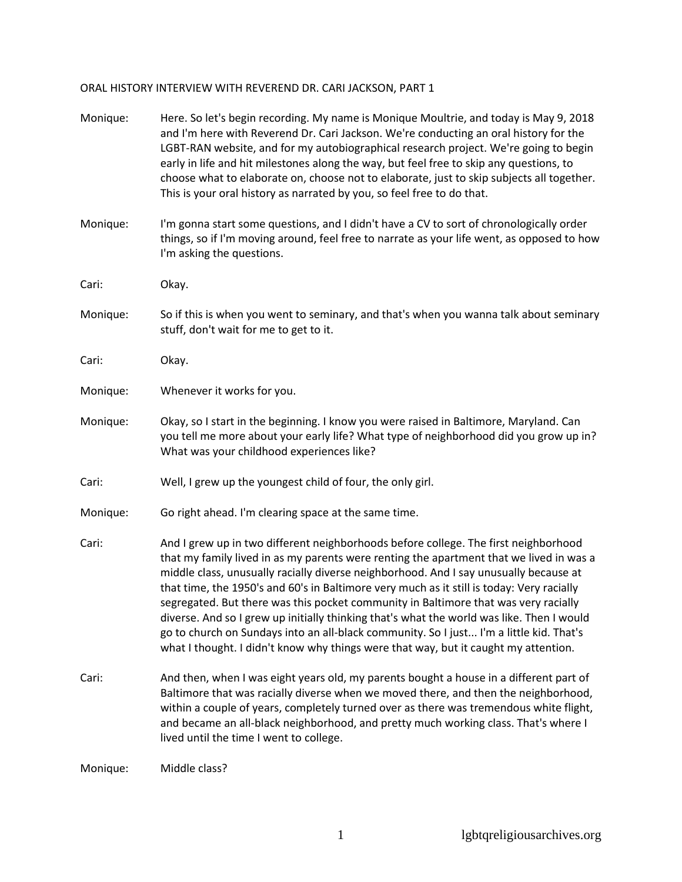ORAL HISTORY INTERVIEW WITH REVEREND DR. CARI JACKSON, PART 1

Monique: Here. So let's begin recording. My name is Monique Moultrie, and today is May 9, 2018 and I'm here with Reverend Dr. Cari Jackson. We're conducting an oral history for the LGBT-RAN website, and for my autobiographical research project. We're going to begin early in life and hit milestones along the way, but feel free to skip any questions, to choose what to elaborate on, choose not to elaborate, just to skip subjects all together. This is your oral history as narrated by you, so feel free to do that.

Monique: I'm gonna start some questions, and I didn't have a CV to sort of chronologically order things, so if I'm moving around, feel free to narrate as your life went, as opposed to how I'm asking the questions.

Cari: Okay.

Monique: So if this is when you went to seminary, and that's when you wanna talk about seminary stuff, don't wait for me to get to it.

Cari: Okay.

Monique: Whenever it works for you.

Monique: Okay, so I start in the beginning. I know you were raised in Baltimore, Maryland. Can you tell me more about your early life? What type of neighborhood did you grow up in? What was your childhood experiences like?

Cari: Well, I grew up the youngest child of four, the only girl.

Monique: Go right ahead. I'm clearing space at the same time.

Cari: And I grew up in two different neighborhoods before college. The first neighborhood that my family lived in as my parents were renting the apartment that we lived in was a middle class, unusually racially diverse neighborhood. And I say unusually because at that time, the 1950's and 60's in Baltimore very much as it still is today: Very racially segregated. But there was this pocket community in Baltimore that was very racially diverse. And so I grew up initially thinking that's what the world was like. Then I would go to church on Sundays into an all-black community. So I just... I'm a little kid. That's what I thought. I didn't know why things were that way, but it caught my attention.

Cari: And then, when I was eight years old, my parents bought a house in a different part of Baltimore that was racially diverse when we moved there, and then the neighborhood, within a couple of years, completely turned over as there was tremendous white flight, and became an all-black neighborhood, and pretty much working class. That's where I lived until the time I went to college.

Monique: Middle class?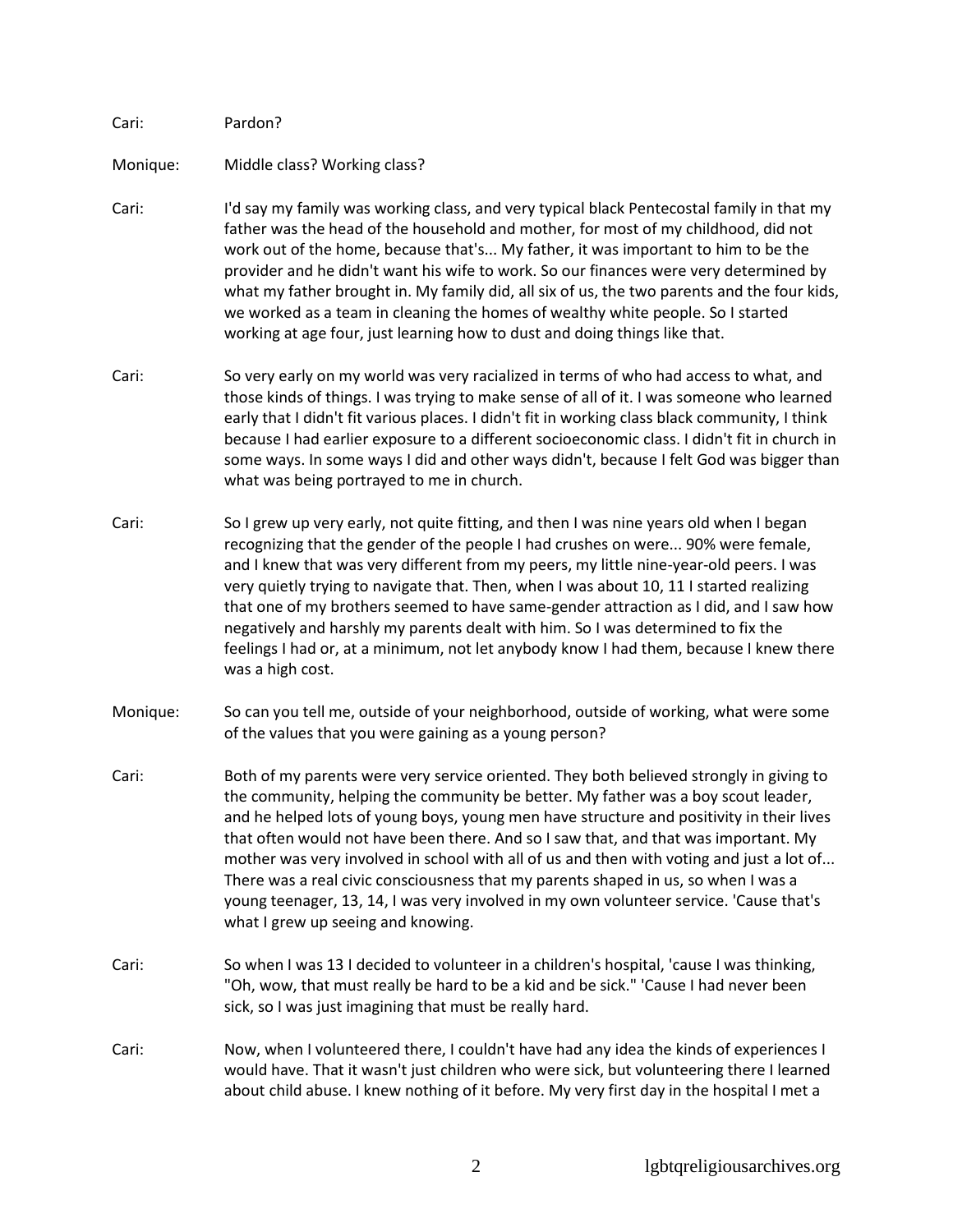Cari: Pardon?

Monique: Middle class? Working class?

Cari: I'd say my family was working class, and very typical black Pentecostal family in that my father was the head of the household and mother, for most of my childhood, did not work out of the home, because that's... My father, it was important to him to be the provider and he didn't want his wife to work. So our finances were very determined by what my father brought in. My family did, all six of us, the two parents and the four kids, we worked as a team in cleaning the homes of wealthy white people. So I started working at age four, just learning how to dust and doing things like that.

Cari: So very early on my world was very racialized in terms of who had access to what, and those kinds of things. I was trying to make sense of all of it. I was someone who learned early that I didn't fit various places. I didn't fit in working class black community, I think because I had earlier exposure to a different socioeconomic class. I didn't fit in church in some ways. In some ways I did and other ways didn't, because I felt God was bigger than what was being portrayed to me in church.

Cari: So I grew up very early, not quite fitting, and then I was nine years old when I began recognizing that the gender of the people I had crushes on were... 90% were female, and I knew that was very different from my peers, my little nine-year-old peers. I was very quietly trying to navigate that. Then, when I was about 10, 11 I started realizing that one of my brothers seemed to have same-gender attraction as I did, and I saw how negatively and harshly my parents dealt with him. So I was determined to fix the feelings I had or, at a minimum, not let anybody know I had them, because I knew there was a high cost.

Monique: So can you tell me, outside of your neighborhood, outside of working, what were some of the values that you were gaining as a young person?

Cari: Both of my parents were very service oriented. They both believed strongly in giving to the community, helping the community be better. My father was a boy scout leader, and he helped lots of young boys, young men have structure and positivity in their lives that often would not have been there. And so I saw that, and that was important. My mother was very involved in school with all of us and then with voting and just a lot of... There was a real civic consciousness that my parents shaped in us, so when I was a young teenager, 13, 14, I was very involved in my own volunteer service. 'Cause that's what I grew up seeing and knowing.

Cari: So when I was 13 I decided to volunteer in a children's hospital, 'cause I was thinking, "Oh, wow, that must really be hard to be a kid and be sick." 'Cause I had never been sick, so I was just imagining that must be really hard.

Cari: Now, when I volunteered there, I couldn't have had any idea the kinds of experiences I would have. That it wasn't just children who were sick, but volunteering there I learned about child abuse. I knew nothing of it before. My very first day in the hospital I met a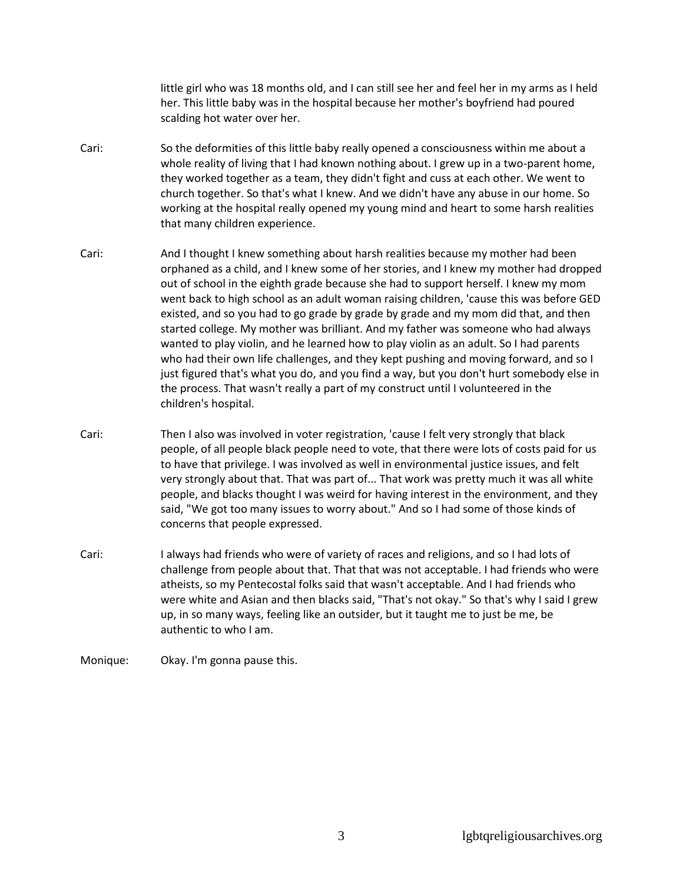little girl who was 18 months old, and I can still see her and feel her in my arms as I held her. This little baby was in the hospital because her mother's boyfriend had poured scalding hot water over her.

Cari: So the deformities of this little baby really opened a consciousness within me about a whole reality of living that I had known nothing about. I grew up in a two-parent home, they worked together as a team, they didn't fight and cuss at each other. We went to church together. So that's what I knew. And we didn't have any abuse in our home. So working at the hospital really opened my young mind and heart to some harsh realities that many children experience.

Cari: And I thought I knew something about harsh realities because my mother had been orphaned as a child, and I knew some of her stories, and I knew my mother had dropped out of school in the eighth grade because she had to support herself. I knew my mom went back to high school as an adult woman raising children, 'cause this was before GED existed, and so you had to go grade by grade by grade and my mom did that, and then started college. My mother was brilliant. And my father was someone who had always wanted to play violin, and he learned how to play violin as an adult. So I had parents who had their own life challenges, and they kept pushing and moving forward, and so I just figured that's what you do, and you find a way, but you don't hurt somebody else in the process. That wasn't really a part of my construct until I volunteered in the children's hospital.

Cari: Then I also was involved in voter registration, 'cause I felt very strongly that black people, of all people black people need to vote, that there were lots of costs paid for us to have that privilege. I was involved as well in environmental justice issues, and felt very strongly about that. That was part of... That work was pretty much it was all white people, and blacks thought I was weird for having interest in the environment, and they said, "We got too many issues to worry about." And so I had some of those kinds of concerns that people expressed.

Cari: I always had friends who were of variety of races and religions, and so I had lots of challenge from people about that. That that was not acceptable. I had friends who were atheists, so my Pentecostal folks said that wasn't acceptable. And I had friends who were white and Asian and then blacks said, "That's not okay." So that's why I said I grew up, in so many ways, feeling like an outsider, but it taught me to just be me, be authentic to who I am.

Monique: Okay. I'm gonna pause this.